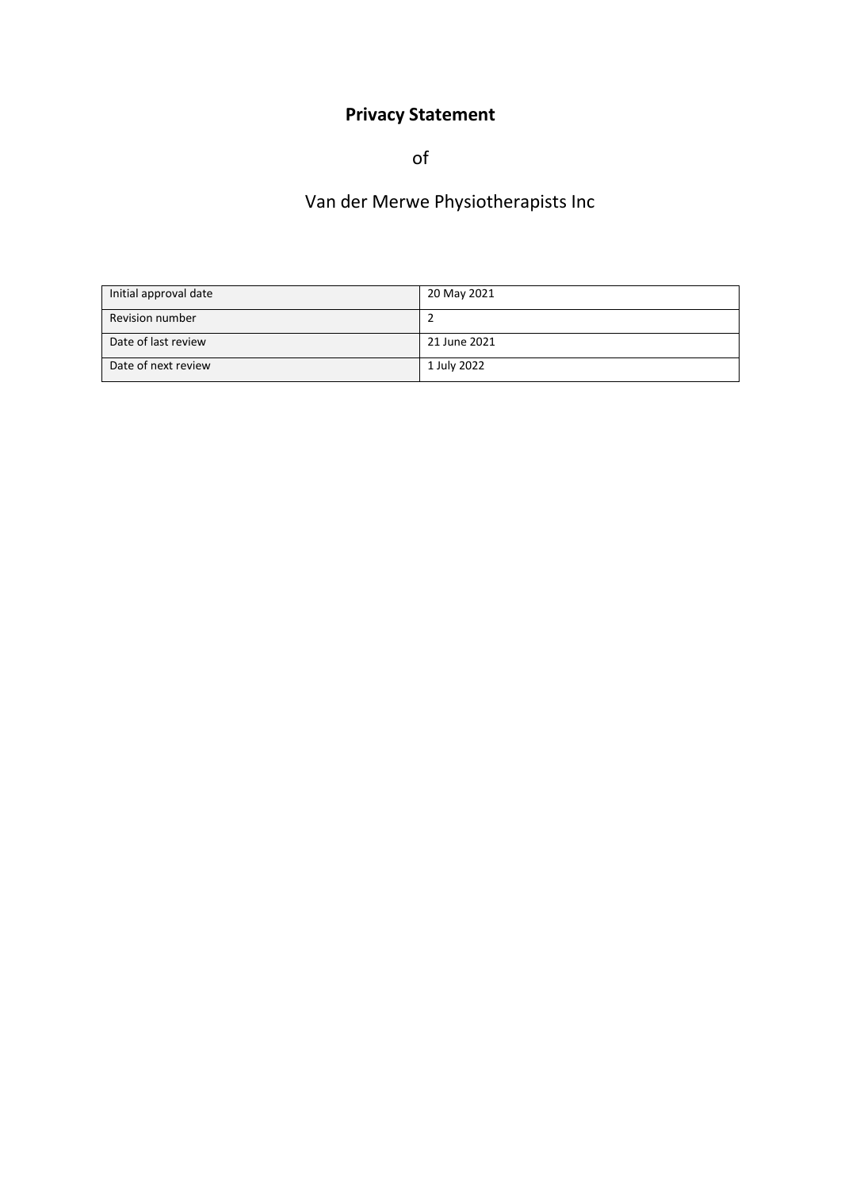# Privacy Statement

of

Van der Merwe Physiotherapists Inc

| Initial approval date | 20 May 2021 |
| --- | --- |
| Revision number | 2 |
| Date of last review | 21 June 2021 |
| Date of next review | 1 July 2022 |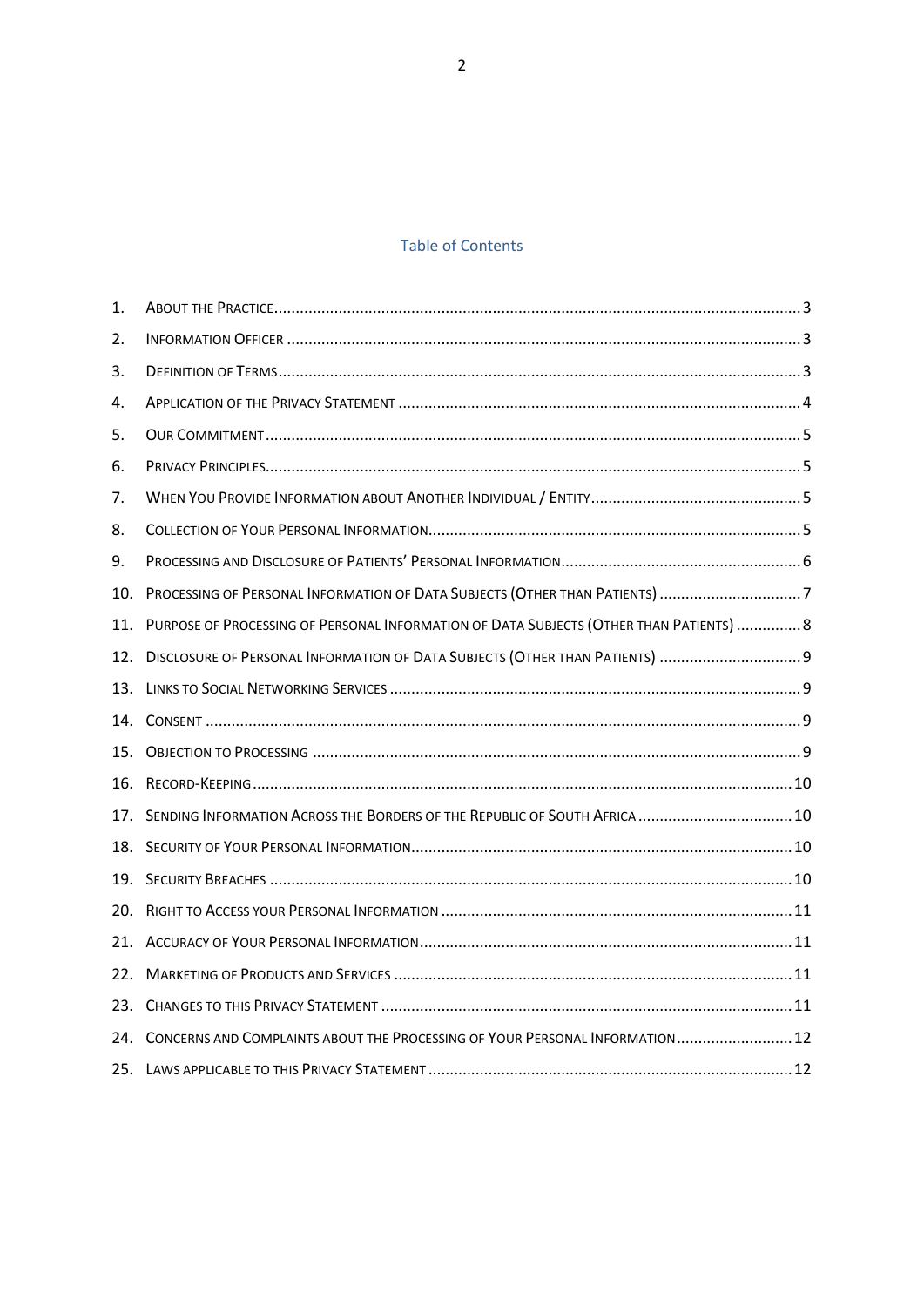## Table of Contents

1. About the Practice ..... 3
2. Information Officer ..... 3
3. Definition of Terms ..... 3
4. Application of the Privacy Statement ..... 4
5. Our Commitment ..... 5
6. Privacy Principles ..... 5
7. When You Provide Information about Another Individual / Entity ..... 5
8. Collection of Your Personal Information ..... 5
9. Processing and Disclosure of Patients' Personal Information ..... 6
10. Processing of Personal Information of Data Subjects (Other than Patients) ..... 7
11. Purpose of Processing of Personal Information of Data Subjects (Other than Patients) ..... 8
12. Disclosure of Personal Information of Data Subjects (Other than Patients) ..... 9
13. Links to Social Networking Services ..... 9
14. Consent ..... 9
15. Objection to Processing ..... 9
16. Record-Keeping ..... 10
17. Sending Information Across the Borders of the Republic of South Africa ..... 10
18. Security of Your Personal Information ..... 10
19. Security Breaches ..... 10
20. Right to Access your Personal Information ..... 11
21. Accuracy of Your Personal Information ..... 11
22. Marketing of Products and Services ..... 11
23. Changes to this Privacy Statement ..... 11
24. Concerns and Complaints about the Processing of Your Personal Information ..... 12
25. Laws applicable to this Privacy Statement ..... 12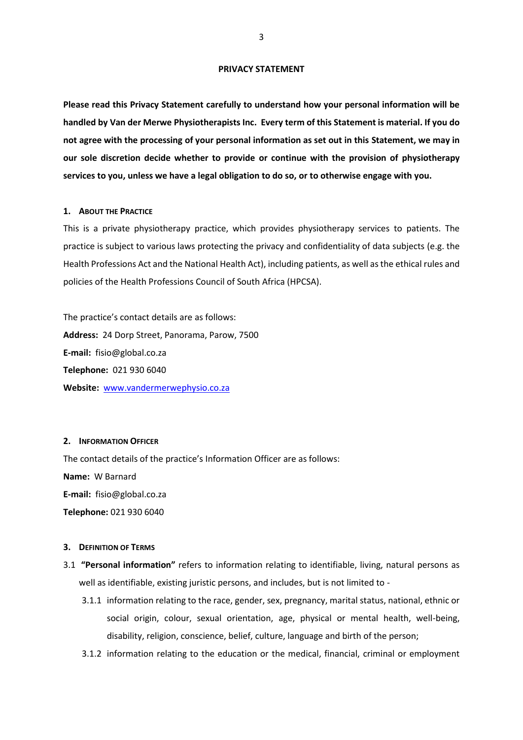# PRIVACY STATEMENT

**Please read this Privacy Statement carefully to understand how your personal information will be handled by Van der Merwe Physiotherapists Inc. Every term of this Statement is material. If you do not agree with the processing of your personal information as set out in this Statement, we may in our sole discretion decide whether to provide or continue with the provision of physiotherapy services to you, unless we have a legal obligation to do so, or to otherwise engage with you.**

## 1. About the Practice

This is a private physiotherapy practice, which provides physiotherapy services to patients. The practice is subject to various laws protecting the privacy and confidentiality of data subjects (e.g. the Health Professions Act and the National Health Act), including patients, as well as the ethical rules and policies of the Health Professions Council of South Africa (HPCSA).

The practice's contact details are as follows:

**Address:** 24 Dorp Street, Panorama, Parow, 7500
**E-mail:** fisio@global.co.za
**Telephone:** 021 930 6040
**Website:** www.vandermerwephysio.co.za

## 2. Information Officer

The contact details of the practice's Information Officer are as follows:

**Name:** W Barnard
**E-mail:** fisio@global.co.za
**Telephone:** 021 930 6040

## 3. Definition of Terms

3.1 **"Personal information"** refers to information relating to identifiable, living, natural persons as well as identifiable, existing juristic persons, and includes, but is not limited to -

3.1.1 information relating to the race, gender, sex, pregnancy, marital status, national, ethnic or social origin, colour, sexual orientation, age, physical or mental health, well-being, disability, religion, conscience, belief, culture, language and birth of the person;

3.1.2 information relating to the education or the medical, financial, criminal or employment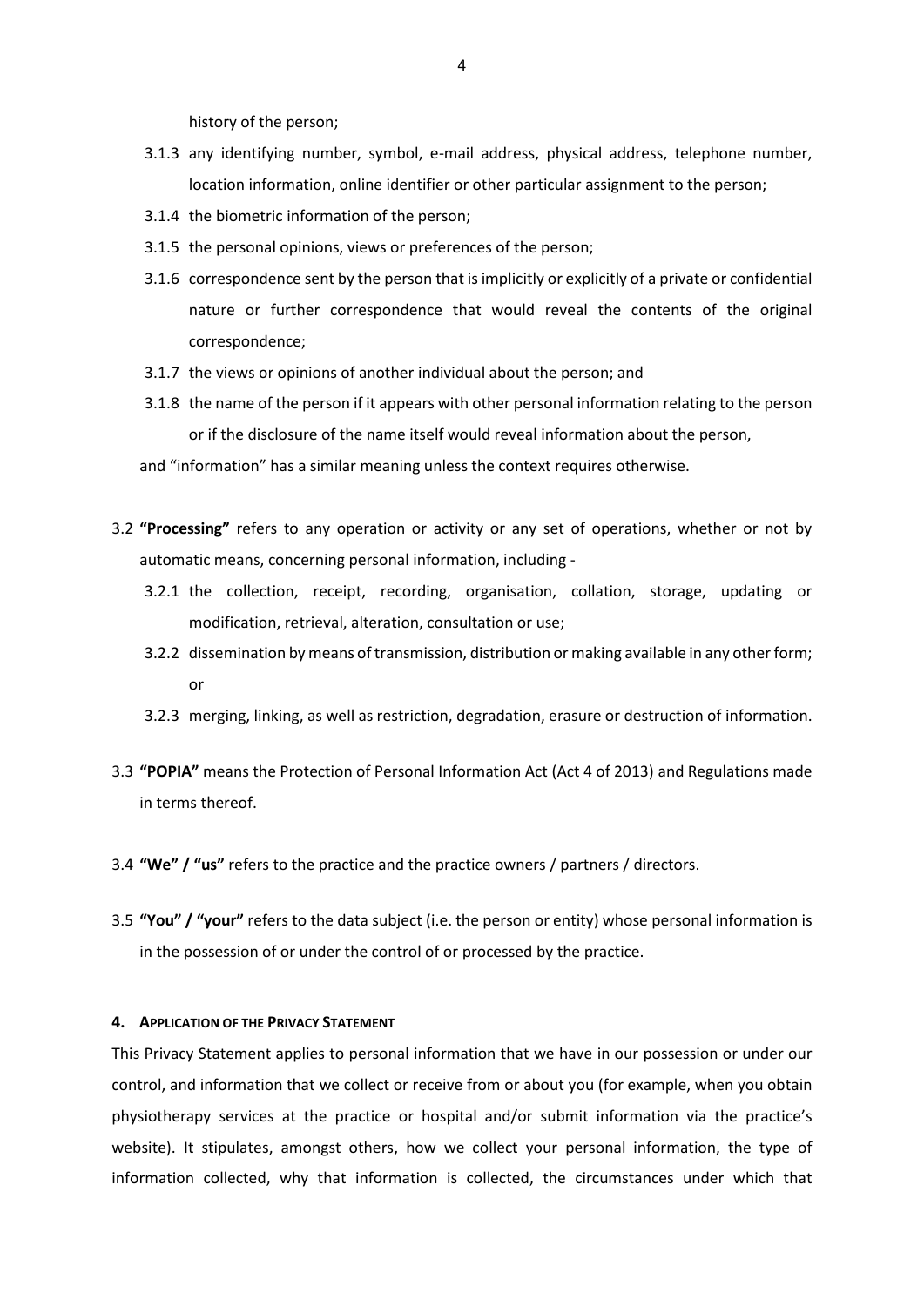history of the person;

3.1.3 any identifying number, symbol, e-mail address, physical address, telephone number, location information, online identifier or other particular assignment to the person;

3.1.4 the biometric information of the person;

3.1.5 the personal opinions, views or preferences of the person;

3.1.6 correspondence sent by the person that is implicitly or explicitly of a private or confidential nature or further correspondence that would reveal the contents of the original correspondence;

3.1.7 the views or opinions of another individual about the person; and

3.1.8 the name of the person if it appears with other personal information relating to the person or if the disclosure of the name itself would reveal information about the person,

and "information" has a similar meaning unless the context requires otherwise.

3.2 **"Processing"** refers to any operation or activity or any set of operations, whether or not by automatic means, concerning personal information, including -

3.2.1 the collection, receipt, recording, organisation, collation, storage, updating or modification, retrieval, alteration, consultation or use;

3.2.2 dissemination by means of transmission, distribution or making available in any other form; or

3.2.3 merging, linking, as well as restriction, degradation, erasure or destruction of information.

3.3 **"POPIA"** means the Protection of Personal Information Act (Act 4 of 2013) and Regulations made in terms thereof.

3.4 **"We" / "us"** refers to the practice and the practice owners / partners / directors.

3.5 **"You" / "your"** refers to the data subject (i.e. the person or entity) whose personal information is in the possession of or under the control of or processed by the practice.

## 4. APPLICATION OF THE PRIVACY STATEMENT

This Privacy Statement applies to personal information that we have in our possession or under our control, and information that we collect or receive from or about you (for example, when you obtain physiotherapy services at the practice or hospital and/or submit information via the practice's website). It stipulates, amongst others, how we collect your personal information, the type of information collected, why that information is collected, the circumstances under which that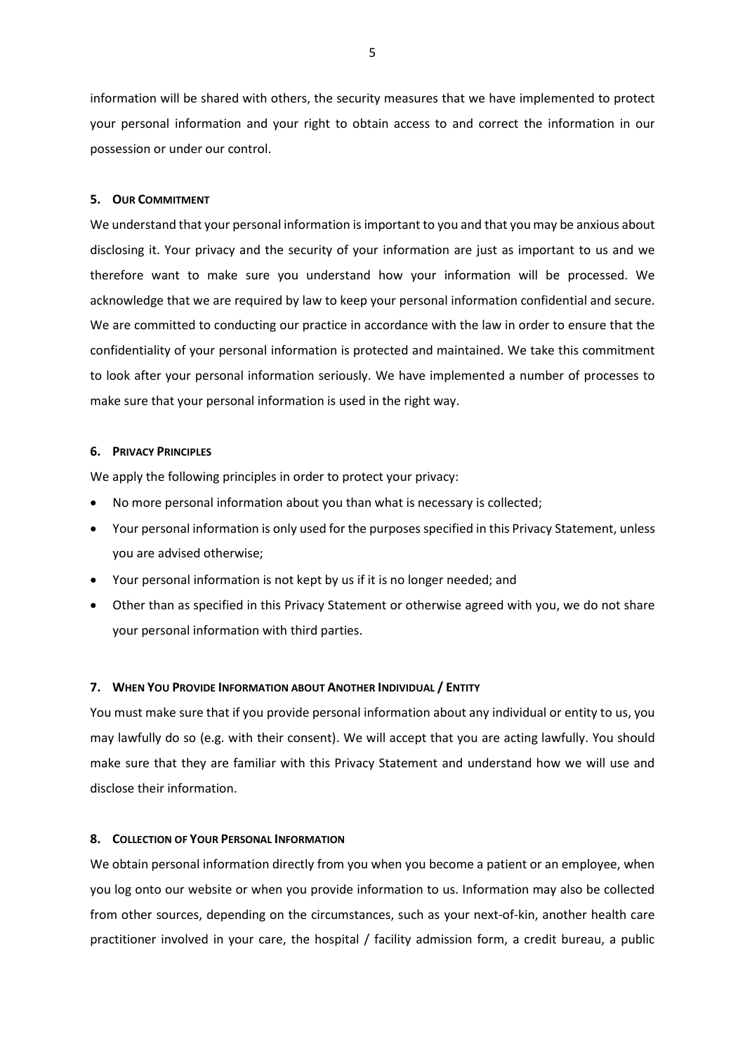information will be shared with others, the security measures that we have implemented to protect your personal information and your right to obtain access to and correct the information in our possession or under our control.

## 5. Our Commitment

We understand that your personal information is important to you and that you may be anxious about disclosing it. Your privacy and the security of your information are just as important to us and we therefore want to make sure you understand how your information will be processed. We acknowledge that we are required by law to keep your personal information confidential and secure. We are committed to conducting our practice in accordance with the law in order to ensure that the confidentiality of your personal information is protected and maintained. We take this commitment to look after your personal information seriously. We have implemented a number of processes to make sure that your personal information is used in the right way.

## 6. Privacy Principles

We apply the following principles in order to protect your privacy:

- No more personal information about you than what is necessary is collected;
- Your personal information is only used for the purposes specified in this Privacy Statement, unless you are advised otherwise;
- Your personal information is not kept by us if it is no longer needed; and
- Other than as specified in this Privacy Statement or otherwise agreed with you, we do not share your personal information with third parties.

## 7. When You Provide Information about Another Individual / Entity

You must make sure that if you provide personal information about any individual or entity to us, you may lawfully do so (e.g. with their consent). We will accept that you are acting lawfully. You should make sure that they are familiar with this Privacy Statement and understand how we will use and disclose their information.

## 8. Collection of Your Personal Information

We obtain personal information directly from you when you become a patient or an employee, when you log onto our website or when you provide information to us. Information may also be collected from other sources, depending on the circumstances, such as your next-of-kin, another health care practitioner involved in your care, the hospital / facility admission form, a credit bureau, a public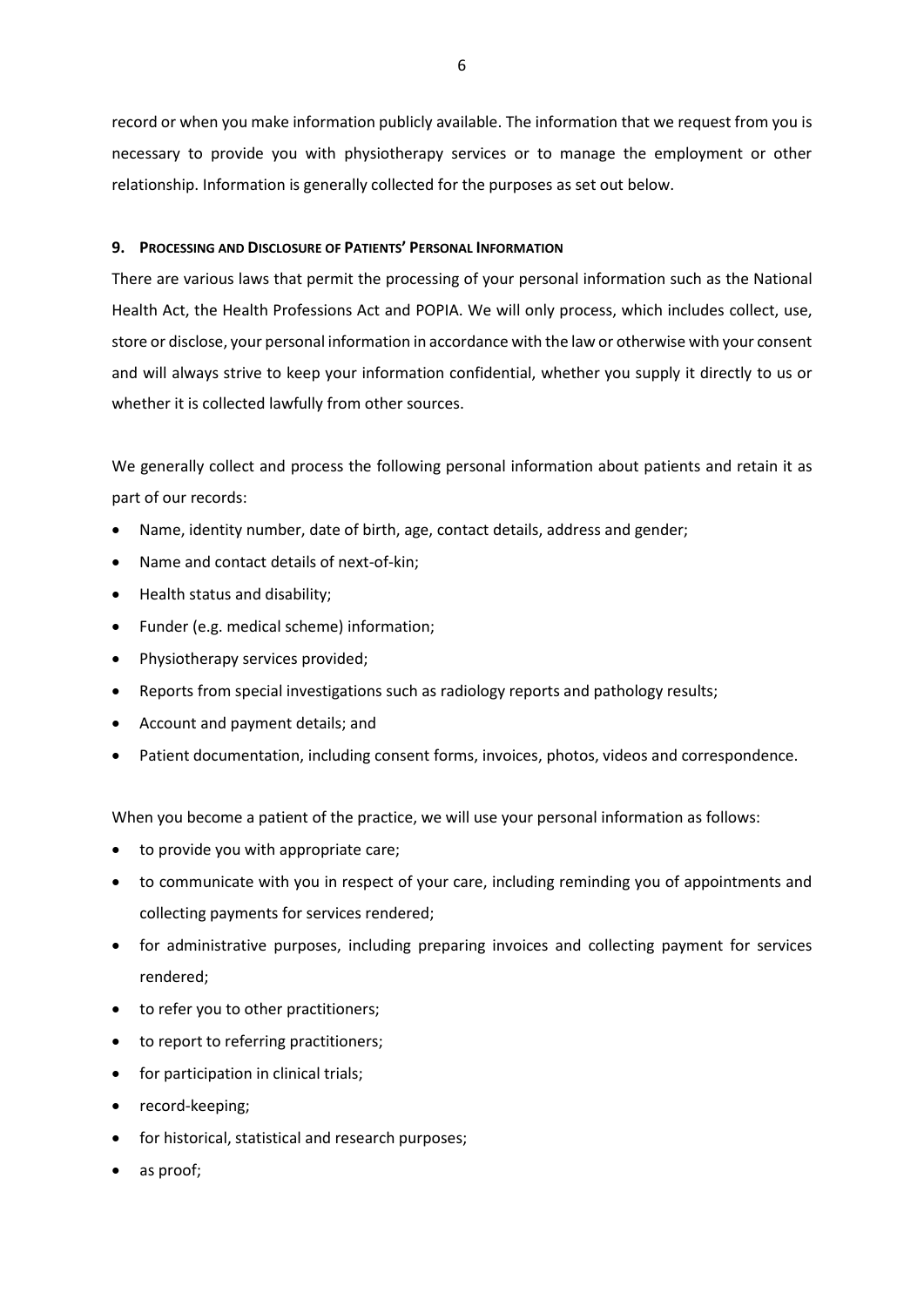record or when you make information publicly available. The information that we request from you is necessary to provide you with physiotherapy services or to manage the employment or other relationship. Information is generally collected for the purposes as set out below.

## 9. Processing and Disclosure of Patients' Personal Information

There are various laws that permit the processing of your personal information such as the National Health Act, the Health Professions Act and POPIA. We will only process, which includes collect, use, store or disclose, your personal information in accordance with the law or otherwise with your consent and will always strive to keep your information confidential, whether you supply it directly to us or whether it is collected lawfully from other sources.

We generally collect and process the following personal information about patients and retain it as part of our records:

- Name, identity number, date of birth, age, contact details, address and gender;
- Name and contact details of next-of-kin;
- Health status and disability;
- Funder (e.g. medical scheme) information;
- Physiotherapy services provided;
- Reports from special investigations such as radiology reports and pathology results;
- Account and payment details; and
- Patient documentation, including consent forms, invoices, photos, videos and correspondence.

When you become a patient of the practice, we will use your personal information as follows:

- to provide you with appropriate care;
- to communicate with you in respect of your care, including reminding you of appointments and collecting payments for services rendered;
- for administrative purposes, including preparing invoices and collecting payment for services rendered;
- to refer you to other practitioners;
- to report to referring practitioners;
- for participation in clinical trials;
- record-keeping;
- for historical, statistical and research purposes;
- as proof;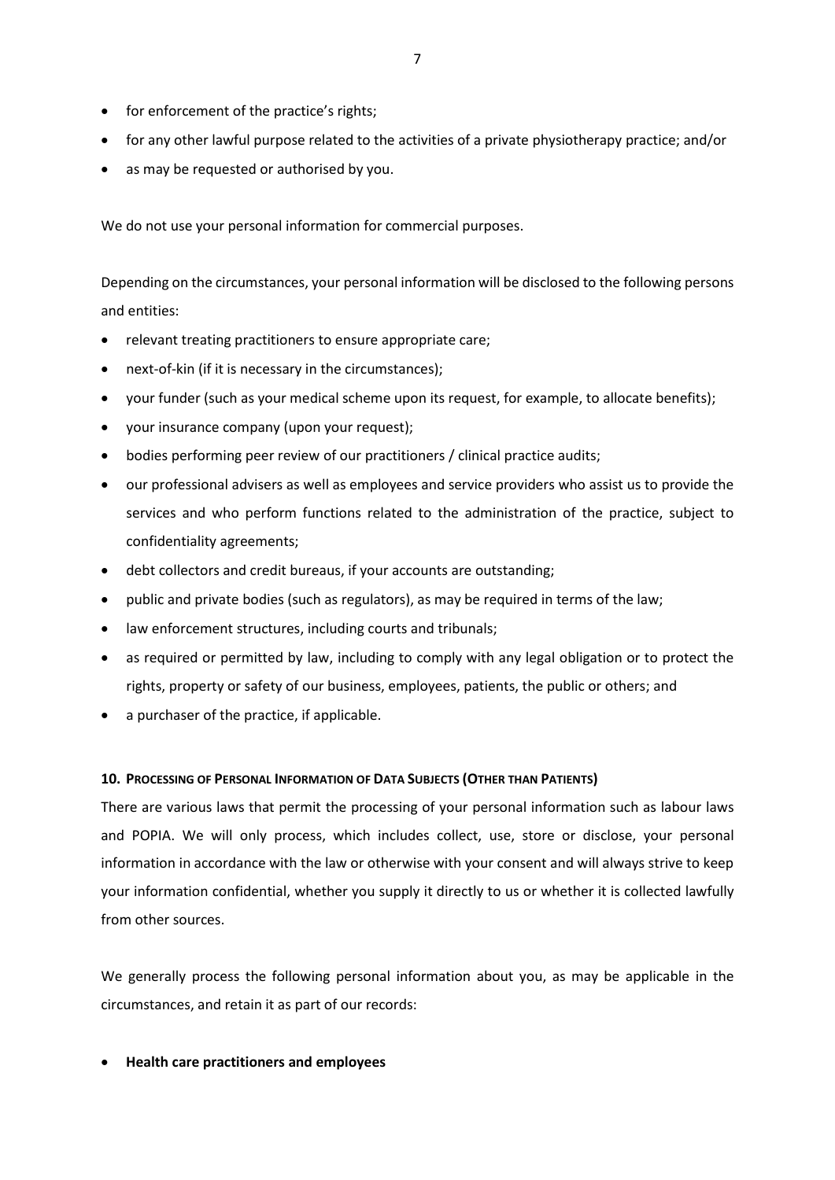- for enforcement of the practice's rights;
- for any other lawful purpose related to the activities of a private physiotherapy practice; and/or
- as may be requested or authorised by you.

We do not use your personal information for commercial purposes.

Depending on the circumstances, your personal information will be disclosed to the following persons and entities:

- relevant treating practitioners to ensure appropriate care;
- next-of-kin (if it is necessary in the circumstances);
- your funder (such as your medical scheme upon its request, for example, to allocate benefits);
- your insurance company (upon your request);
- bodies performing peer review of our practitioners / clinical practice audits;
- our professional advisers as well as employees and service providers who assist us to provide the services and who perform functions related to the administration of the practice, subject to confidentiality agreements;
- debt collectors and credit bureaus, if your accounts are outstanding;
- public and private bodies (such as regulators), as may be required in terms of the law;
- law enforcement structures, including courts and tribunals;
- as required or permitted by law, including to comply with any legal obligation or to protect the rights, property or safety of our business, employees, patients, the public or others; and
- a purchaser of the practice, if applicable.

## 10. Processing of Personal Information of Data Subjects (Other than Patients)

There are various laws that permit the processing of your personal information such as labour laws and POPIA. We will only process, which includes collect, use, store or disclose, your personal information in accordance with the law or otherwise with your consent and will always strive to keep your information confidential, whether you supply it directly to us or whether it is collected lawfully from other sources.

We generally process the following personal information about you, as may be applicable in the circumstances, and retain it as part of our records:

- **Health care practitioners and employees**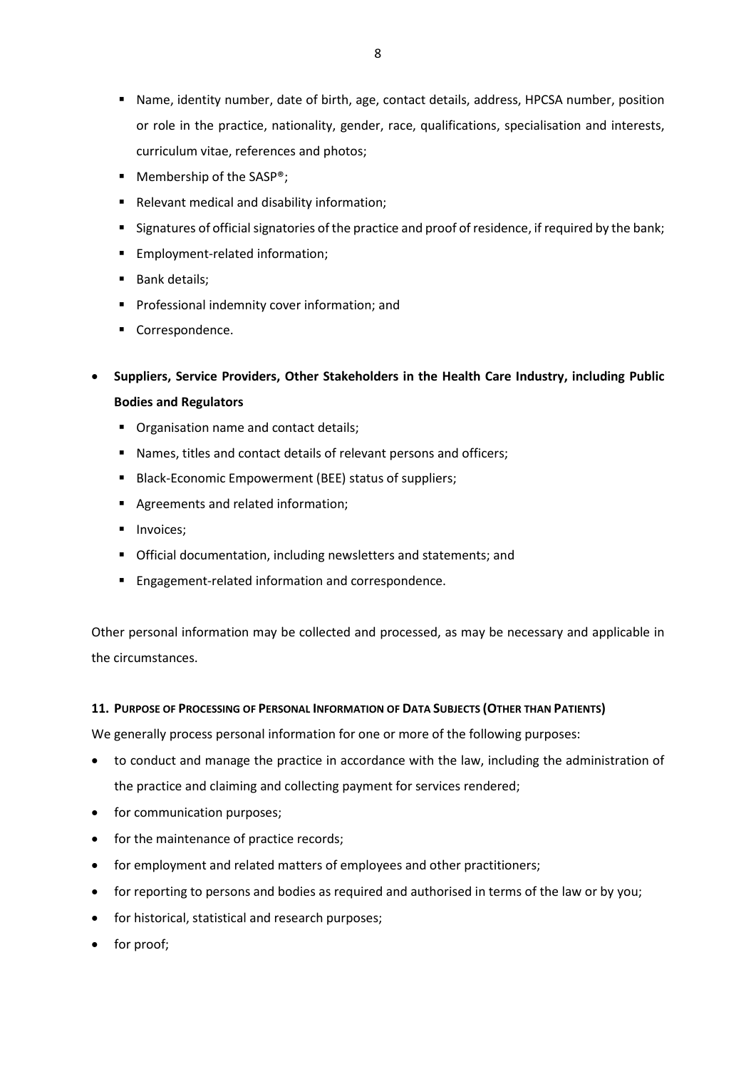- Name, identity number, date of birth, age, contact details, address, HPCSA number, position or role in the practice, nationality, gender, race, qualifications, specialisation and interests, curriculum vitae, references and photos;
- Membership of the SASP®;
- Relevant medical and disability information;
- Signatures of official signatories of the practice and proof of residence, if required by the bank;
- Employment-related information;
- Bank details;
- Professional indemnity cover information; and
- Correspondence.

- **Suppliers, Service Providers, Other Stakeholders in the Health Care Industry, including Public Bodies and Regulators**
  - Organisation name and contact details;
  - Names, titles and contact details of relevant persons and officers;
  - Black-Economic Empowerment (BEE) status of suppliers;
  - Agreements and related information;
  - Invoices;
  - Official documentation, including newsletters and statements; and
  - Engagement-related information and correspondence.

Other personal information may be collected and processed, as may be necessary and applicable in the circumstances.

## 11. Purpose of Processing of Personal Information of Data Subjects (Other than Patients)

We generally process personal information for one or more of the following purposes:

- to conduct and manage the practice in accordance with the law, including the administration of the practice and claiming and collecting payment for services rendered;
- for communication purposes;
- for the maintenance of practice records;
- for employment and related matters of employees and other practitioners;
- for reporting to persons and bodies as required and authorised in terms of the law or by you;
- for historical, statistical and research purposes;
- for proof;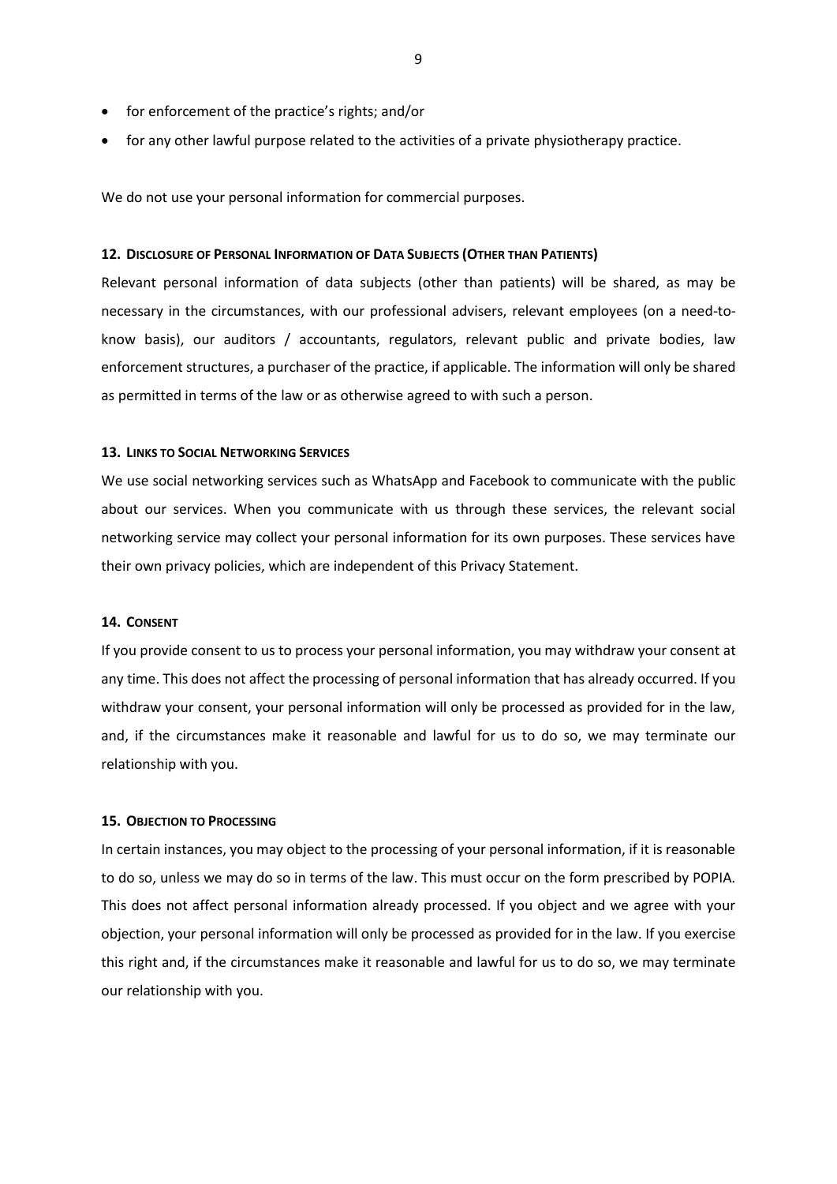- for enforcement of the practice's rights; and/or
- for any other lawful purpose related to the activities of a private physiotherapy practice.

We do not use your personal information for commercial purposes.

### 12. Disclosure of Personal Information of Data Subjects (Other than Patients)

Relevant personal information of data subjects (other than patients) will be shared, as may be necessary in the circumstances, with our professional advisers, relevant employees (on a need-to-know basis), our auditors / accountants, regulators, relevant public and private bodies, law enforcement structures, a purchaser of the practice, if applicable. The information will only be shared as permitted in terms of the law or as otherwise agreed to with such a person.

### 13. Links to Social Networking Services

We use social networking services such as WhatsApp and Facebook to communicate with the public about our services. When you communicate with us through these services, the relevant social networking service may collect your personal information for its own purposes. These services have their own privacy policies, which are independent of this Privacy Statement.

### 14. Consent

If you provide consent to us to process your personal information, you may withdraw your consent at any time. This does not affect the processing of personal information that has already occurred. If you withdraw your consent, your personal information will only be processed as provided for in the law, and, if the circumstances make it reasonable and lawful for us to do so, we may terminate our relationship with you.

### 15. Objection to Processing

In certain instances, you may object to the processing of your personal information, if it is reasonable to do so, unless we may do so in terms of the law. This must occur on the form prescribed by POPIA. This does not affect personal information already processed. If you object and we agree with your objection, your personal information will only be processed as provided for in the law. If you exercise this right and, if the circumstances make it reasonable and lawful for us to do so, we may terminate our relationship with you.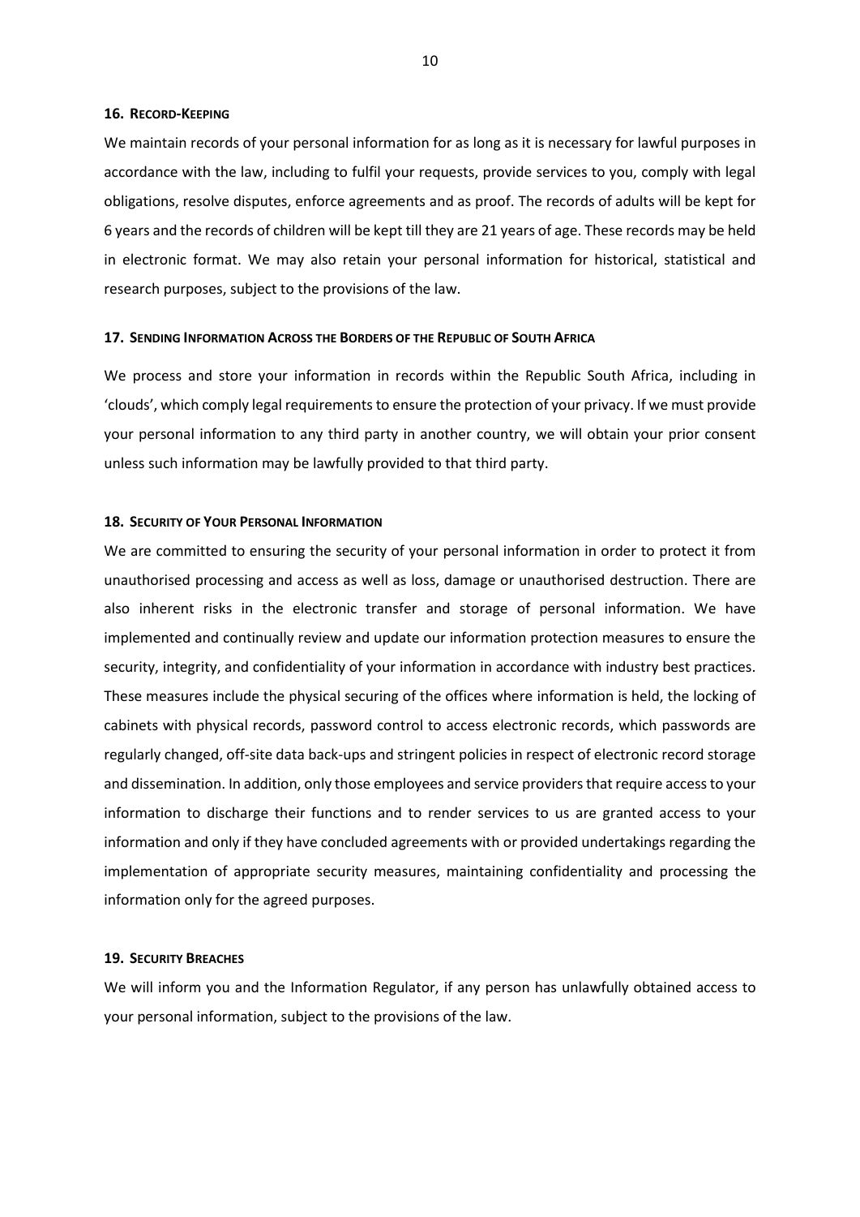## 16. Record-Keeping

We maintain records of your personal information for as long as it is necessary for lawful purposes in accordance with the law, including to fulfil your requests, provide services to you, comply with legal obligations, resolve disputes, enforce agreements and as proof. The records of adults will be kept for 6 years and the records of children will be kept till they are 21 years of age. These records may be held in electronic format. We may also retain your personal information for historical, statistical and research purposes, subject to the provisions of the law.

## 17. Sending Information Across the Borders of the Republic of South Africa

We process and store your information in records within the Republic South Africa, including in 'clouds', which comply legal requirements to ensure the protection of your privacy. If we must provide your personal information to any third party in another country, we will obtain your prior consent unless such information may be lawfully provided to that third party.

## 18. Security of Your Personal Information

We are committed to ensuring the security of your personal information in order to protect it from unauthorised processing and access as well as loss, damage or unauthorised destruction. There are also inherent risks in the electronic transfer and storage of personal information. We have implemented and continually review and update our information protection measures to ensure the security, integrity, and confidentiality of your information in accordance with industry best practices. These measures include the physical securing of the offices where information is held, the locking of cabinets with physical records, password control to access electronic records, which passwords are regularly changed, off-site data back-ups and stringent policies in respect of electronic record storage and dissemination. In addition, only those employees and service providers that require access to your information to discharge their functions and to render services to us are granted access to your information and only if they have concluded agreements with or provided undertakings regarding the implementation of appropriate security measures, maintaining confidentiality and processing the information only for the agreed purposes.

## 19. Security Breaches

We will inform you and the Information Regulator, if any person has unlawfully obtained access to your personal information, subject to the provisions of the law.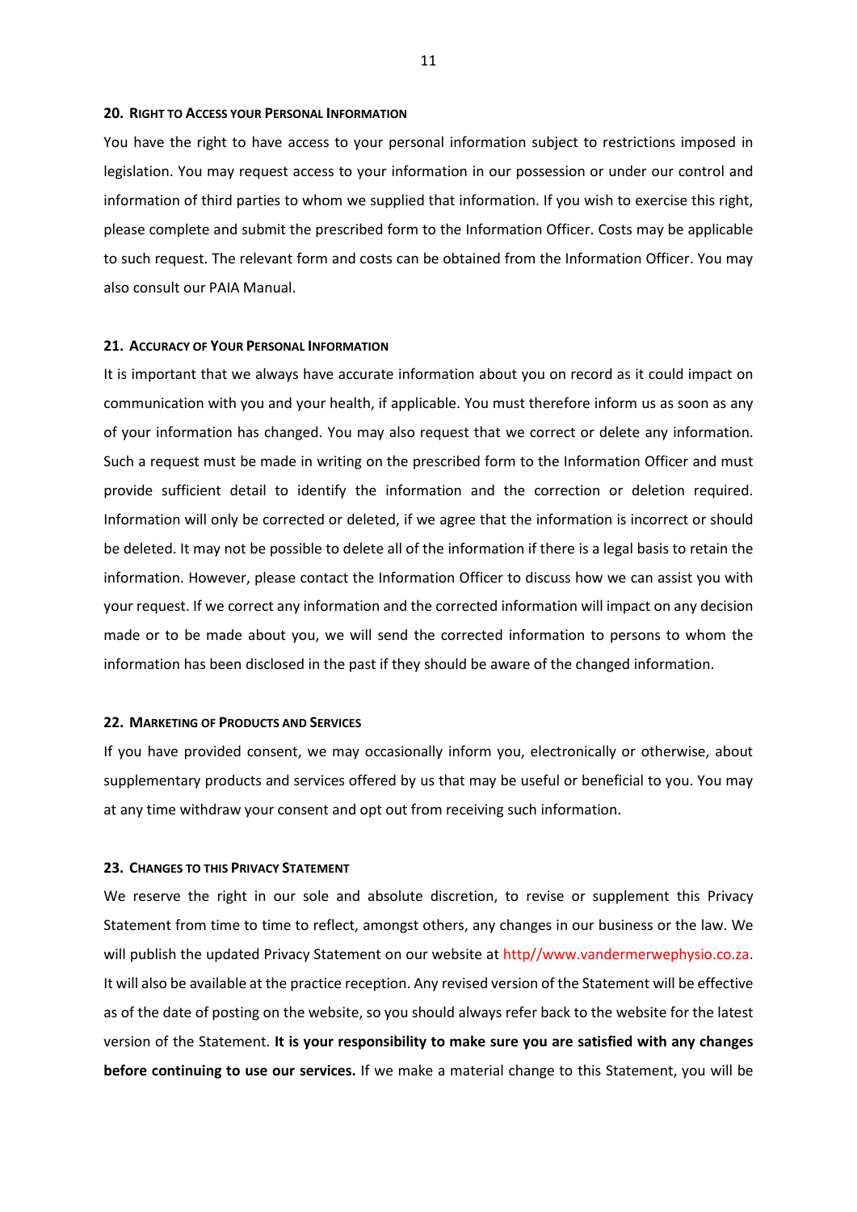## 20. Right to Access your Personal Information

You have the right to have access to your personal information subject to restrictions imposed in legislation. You may request access to your information in our possession or under our control and information of third parties to whom we supplied that information. If you wish to exercise this right, please complete and submit the prescribed form to the Information Officer. Costs may be applicable to such request. The relevant form and costs can be obtained from the Information Officer. You may also consult our PAIA Manual.

## 21. Accuracy of Your Personal Information

It is important that we always have accurate information about you on record as it could impact on communication with you and your health, if applicable. You must therefore inform us as soon as any of your information has changed. You may also request that we correct or delete any information. Such a request must be made in writing on the prescribed form to the Information Officer and must provide sufficient detail to identify the information and the correction or deletion required. Information will only be corrected or deleted, if we agree that the information is incorrect or should be deleted. It may not be possible to delete all of the information if there is a legal basis to retain the information. However, please contact the Information Officer to discuss how we can assist you with your request. If we correct any information and the corrected information will impact on any decision made or to be made about you, we will send the corrected information to persons to whom the information has been disclosed in the past if they should be aware of the changed information.

## 22. Marketing of Products and Services

If you have provided consent, we may occasionally inform you, electronically or otherwise, about supplementary products and services offered by us that may be useful or beneficial to you. You may at any time withdraw your consent and opt out from receiving such information.

## 23. Changes to this Privacy Statement

We reserve the right in our sole and absolute discretion, to revise or supplement this Privacy Statement from time to time to reflect, amongst others, any changes in our business or the law. We will publish the updated Privacy Statement on our website at http//www.vandermerwephysio.co.za. It will also be available at the practice reception. Any revised version of the Statement will be effective as of the date of posting on the website, so you should always refer back to the website for the latest version of the Statement. **It is your responsibility to make sure you are satisfied with any changes before continuing to use our services.** If we make a material change to this Statement, you will be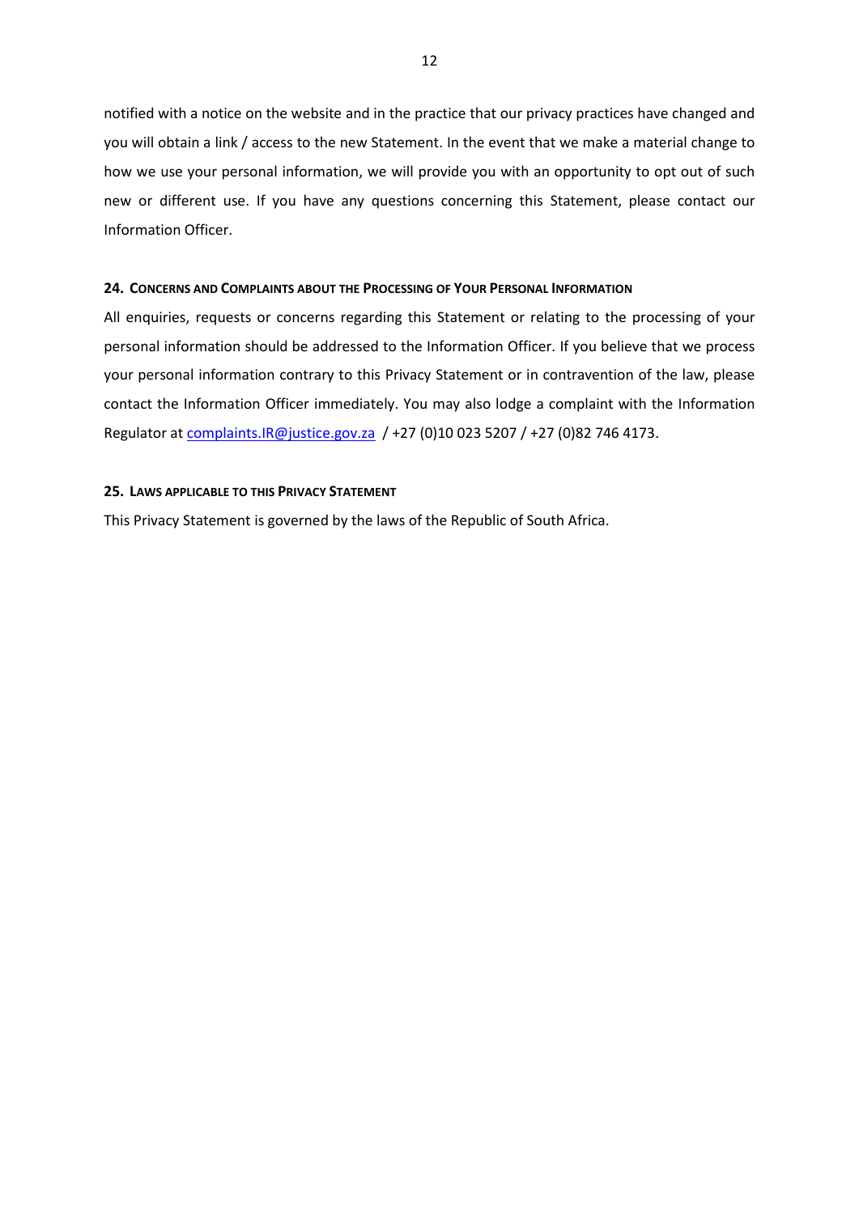notified with a notice on the website and in the practice that our privacy practices have changed and you will obtain a link / access to the new Statement. In the event that we make a material change to how we use your personal information, we will provide you with an opportunity to opt out of such new or different use. If you have any questions concerning this Statement, please contact our Information Officer.

### 24. CONCERNS AND COMPLAINTS ABOUT THE PROCESSING OF YOUR PERSONAL INFORMATION

All enquiries, requests or concerns regarding this Statement or relating to the processing of your personal information should be addressed to the Information Officer. If you believe that we process your personal information contrary to this Privacy Statement or in contravention of the law, please contact the Information Officer immediately. You may also lodge a complaint with the Information Regulator at complaints.IR@justice.gov.za / +27 (0)10 023 5207 / +27 (0)82 746 4173.

### 25. LAWS APPLICABLE TO THIS PRIVACY STATEMENT

This Privacy Statement is governed by the laws of the Republic of South Africa.